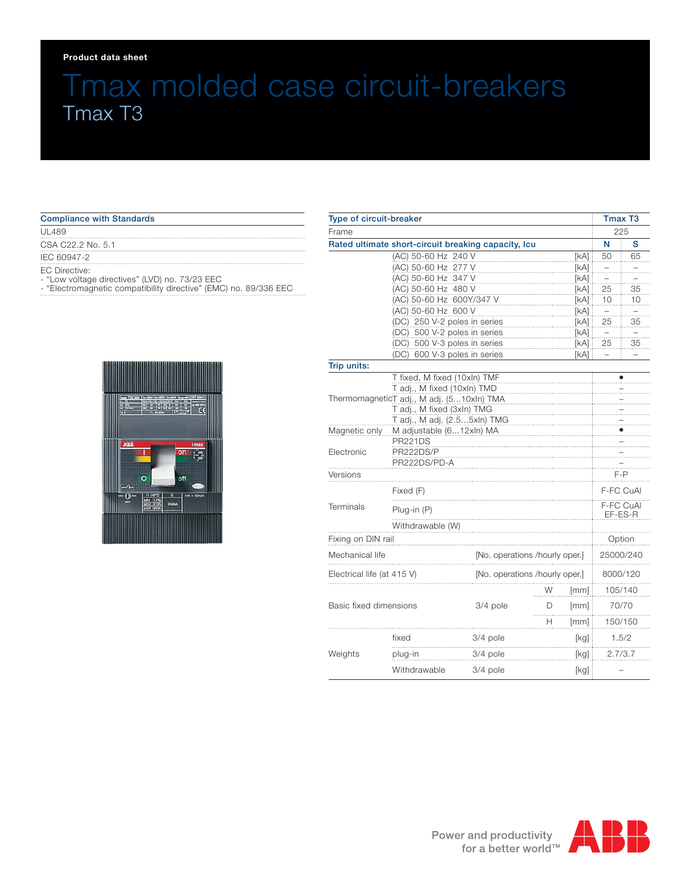Product data sheet

# Tmax molded case circuit-breakers

## Tmax T3

| Compliance with Standards |
|---|
| UL489 |
| CSA C22.2 No. 5.1 |
| IEC 60947-2 |
| EC Directive:<br>- "Low voltage directives" (LVD) no. 73/23 EEC<br>- "Electromagnetic compatibility directive" (EMC) no. 89/336 EEC |

| Type of circuit-breaker | | | | Tmax T3 | |
|---|---|---|---|---|---|
| Frame | | | | 225 | |
| **Rated ultimate short-circuit breaking capacity, Icu** | | | | N | S |
| | (AC) 50-60 Hz 240 V | | [kA] | 50 | 65 |
| | (AC) 50-60 Hz 277 V | | [kA] | – | – |
| | (AC) 50-60 Hz 347 V | | [kA] | – | – |
| | (AC) 50-60 Hz 480 V | | [kA] | 25 | 35 |
| | (AC) 50-60 Hz 600Y/347 V | | [kA] | 10 | 10 |
| | (AC) 50-60 Hz 600 V | | [kA] | – | – |
| | (DC) 250 V-2 poles in series | | [kA] | 25 | 35 |
| | (DC) 500 V-2 poles in series | | [kA] | – | – |
| | (DC) 500 V-3 poles in series | | [kA] | 25 | 35 |
| | (DC) 600 V-3 poles in series | | [kA] | – | – |
| **Trip units:** | | | | | |
| Thermomagnetic | T fixed, M fixed (10xIn) TMF | | | • | |
| | T adj., M fixed (10xIn) TMD | | | – | |
| | T adj., M adj. (5...10xIn) TMA | | | – | |
| | T adj., M fixed (3xIn) TMG | | | – | |
| | T adj., M adj. (2.5...5xIn) TMG | | | – | |
| Magnetic only | M adjustable (6...12xIn) MA | | | • | |
| Electronic | PR221DS | | | – | |
| | PR222DS/P | | | – | |
| | PR222DS/PD-A | | | – | |
| Versions | | | | F-P | |
| Terminals | Fixed (F) | | | F-FC CuAl | |
| | Plug-in (P) | | | F-FC CuAl EF-ES-R | |
| | Withdrawable (W) | | | | |
| Fixing on DIN rail | | | | Option | |
| Mechanical life | | | [No. operations /hourly oper.] | 25000/240 | |
| Electrical life (at 415 V) | | | [No. operations /hourly oper.] | 8000/120 | |
| Basic fixed dimensions | 3/4 pole | W | [mm] | 105/140 | |
| | | D | [mm] | 70/70 | |
| | | H | [mm] | 150/150 | |
| Weights | fixed | 3/4 pole | [kg] | 1.5/2 | |
| | plug-in | 3/4 pole | [kg] | 2.7/3.7 | |
| | Withdrawable | 3/4 pole | [kg] | – | |

Power and productivity for a better world™

ABB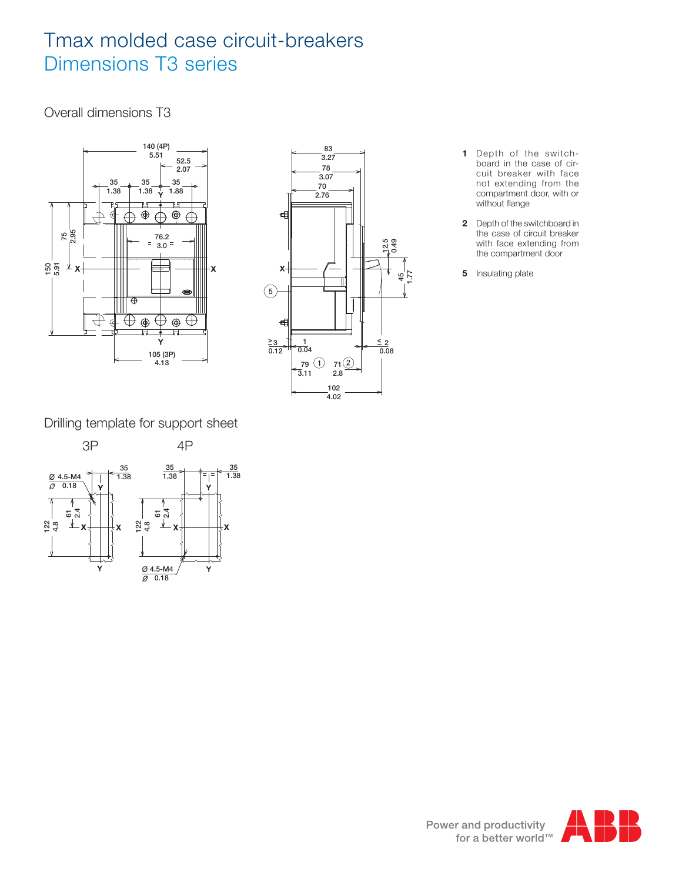# Tmax molded case circuit-breakers

## Dimensions T3 series

### Overall dimensions T3

**1** Depth of the switchboard in the case of circuit breaker with face not extending from the compartment door, with or without flange

**2** Depth of the switchboard in the case of circuit breaker with face extending from the compartment door

**5** Insulating plate

### Drilling template for support sheet

3P

4P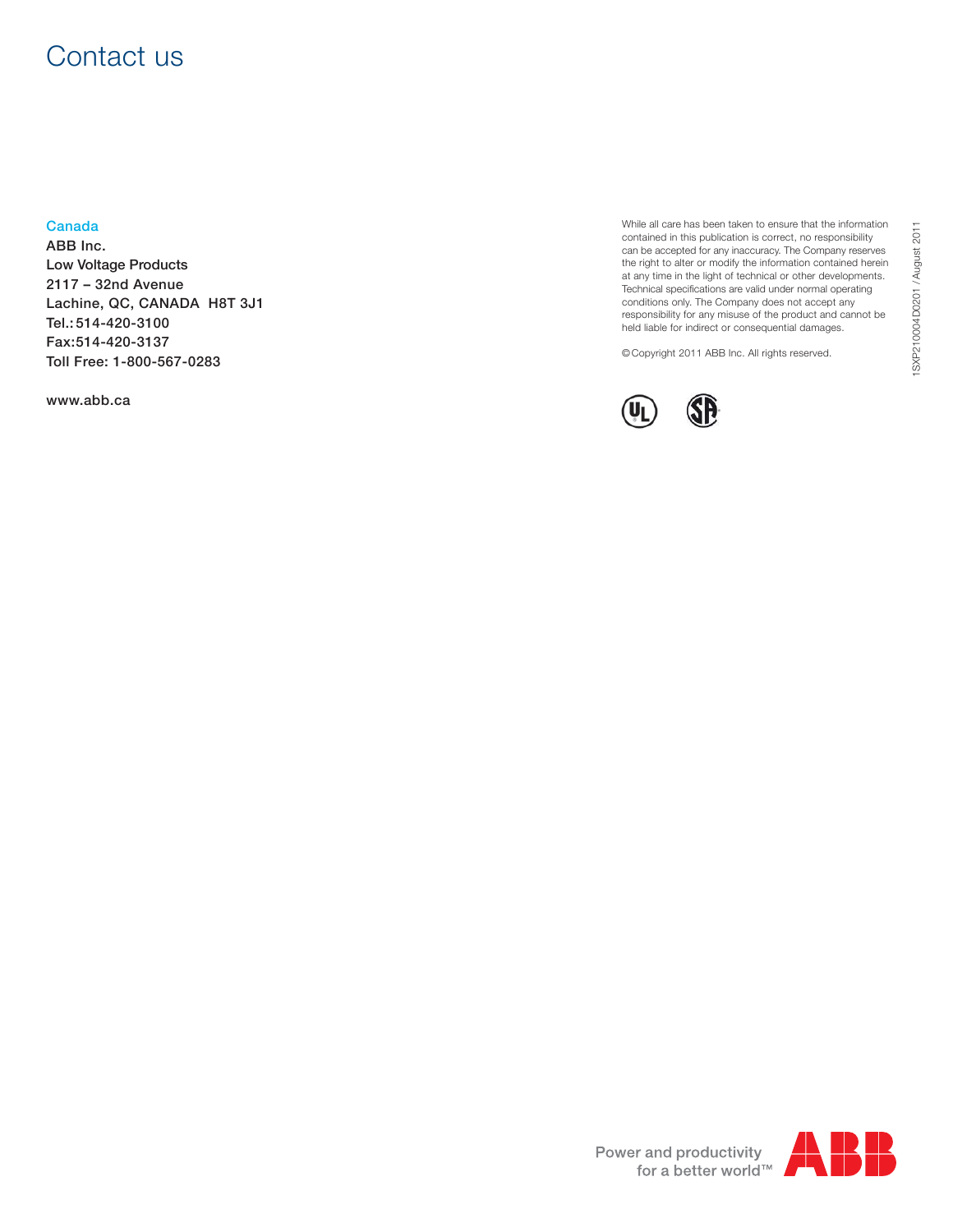# Contact us

**Canada**

ABB Inc.
Low Voltage Products
2117 – 32nd Avenue
Lachine, QC, CANADA H8T 3J1
Tel.: 514-420-3100
Fax: 514-420-3137
Toll Free: 1-800-567-0283

www.abb.ca

While all care has been taken to ensure that the information contained in this publication is correct, no responsibility can be accepted for any inaccuracy. The Company reserves the right to alter or modify the information contained herein at any time in the light of technical or other developments. Technical specifications are valid under normal operating conditions only. The Company does not accept any responsibility for any misuse of the product and cannot be held liable for indirect or consequential damages.

© Copyright 2011 ABB Inc. All rights reserved.

1SXP210004D0201 / August 2011

Power and productivity
for a better world™